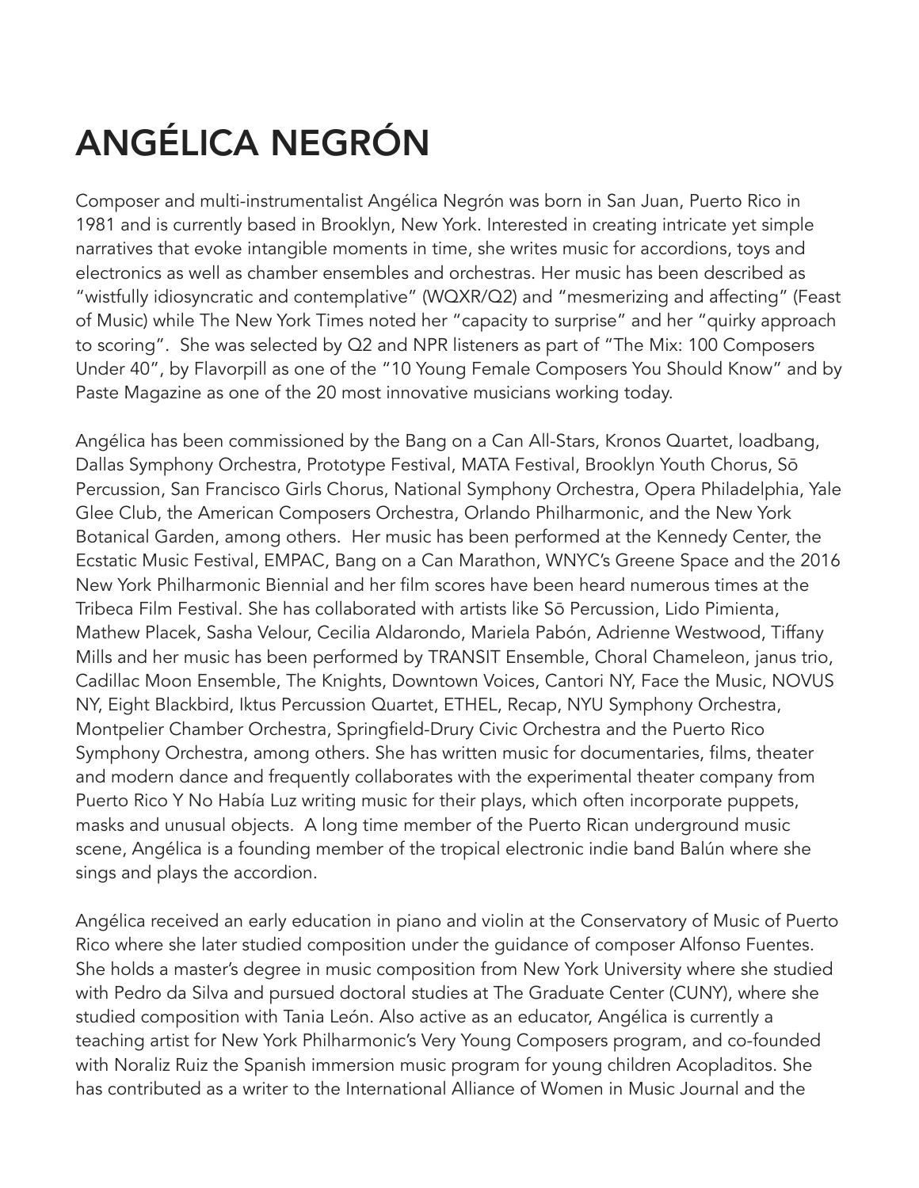# ANGÉLICA NEGRÓN

Composer and multi-instrumentalist Angélica Negrón was born in San Juan, Puerto Rico in 1981 and is currently based in Brooklyn, New York. Interested in creating intricate yet simple narratives that evoke intangible moments in time, she writes music for accordions, toys and electronics as well as chamber ensembles and orchestras. Her music has been described as "wistfully idiosyncratic and contemplative" (WQXR/Q2) and "mesmerizing and affecting" (Feast of Music) while The New York Times noted her "capacity to surprise" and her "quirky approach to scoring". She was selected by Q2 and NPR listeners as part of "The Mix: 100 Composers Under 40", by Flavorpill as one of the "10 Young Female Composers You Should Know" and by Paste Magazine as one of the 20 most innovative musicians working today.

Angélica has been commissioned by the Bang on a Can All-Stars, Kronos Quartet, loadbang, Dallas Symphony Orchestra, Prototype Festival, MATA Festival, Brooklyn Youth Chorus, Sō Percussion, San Francisco Girls Chorus, National Symphony Orchestra, Opera Philadelphia, Yale Glee Club, the American Composers Orchestra, Orlando Philharmonic, and the New York Botanical Garden, among others. Her music has been performed at the Kennedy Center, the Ecstatic Music Festival, EMPAC, Bang on a Can Marathon, WNYC's Greene Space and the 2016 New York Philharmonic Biennial and her film scores have been heard numerous times at the Tribeca Film Festival. She has collaborated with artists like Sō Percussion, Lido Pimienta, Mathew Placek, Sasha Velour, Cecilia Aldarondo, Mariela Pabón, Adrienne Westwood, Tiffany Mills and her music has been performed by TRANSIT Ensemble, Choral Chameleon, janus trio, Cadillac Moon Ensemble, The Knights, Downtown Voices, Cantori NY, Face the Music, NOVUS NY, Eight Blackbird, Iktus Percussion Quartet, ETHEL, Recap, NYU Symphony Orchestra, Montpelier Chamber Orchestra, Springfield-Drury Civic Orchestra and the Puerto Rico Symphony Orchestra, among others. She has written music for documentaries, films, theater and modern dance and frequently collaborates with the experimental theater company from Puerto Rico Y No Había Luz writing music for their plays, which often incorporate puppets, masks and unusual objects. A long time member of the Puerto Rican underground music scene, Angélica is a founding member of the tropical electronic indie band Balún where she sings and plays the accordion.

Angélica received an early education in piano and violin at the Conservatory of Music of Puerto Rico where she later studied composition under the guidance of composer Alfonso Fuentes. She holds a master's degree in music composition from New York University where she studied with Pedro da Silva and pursued doctoral studies at The Graduate Center (CUNY), where she studied composition with Tania León. Also active as an educator, Angélica is currently a teaching artist for New York Philharmonic's Very Young Composers program, and co-founded with Noraliz Ruiz the Spanish immersion music program for young children Acopladitos. She has contributed as a writer to the International Alliance of Women in Music Journal and the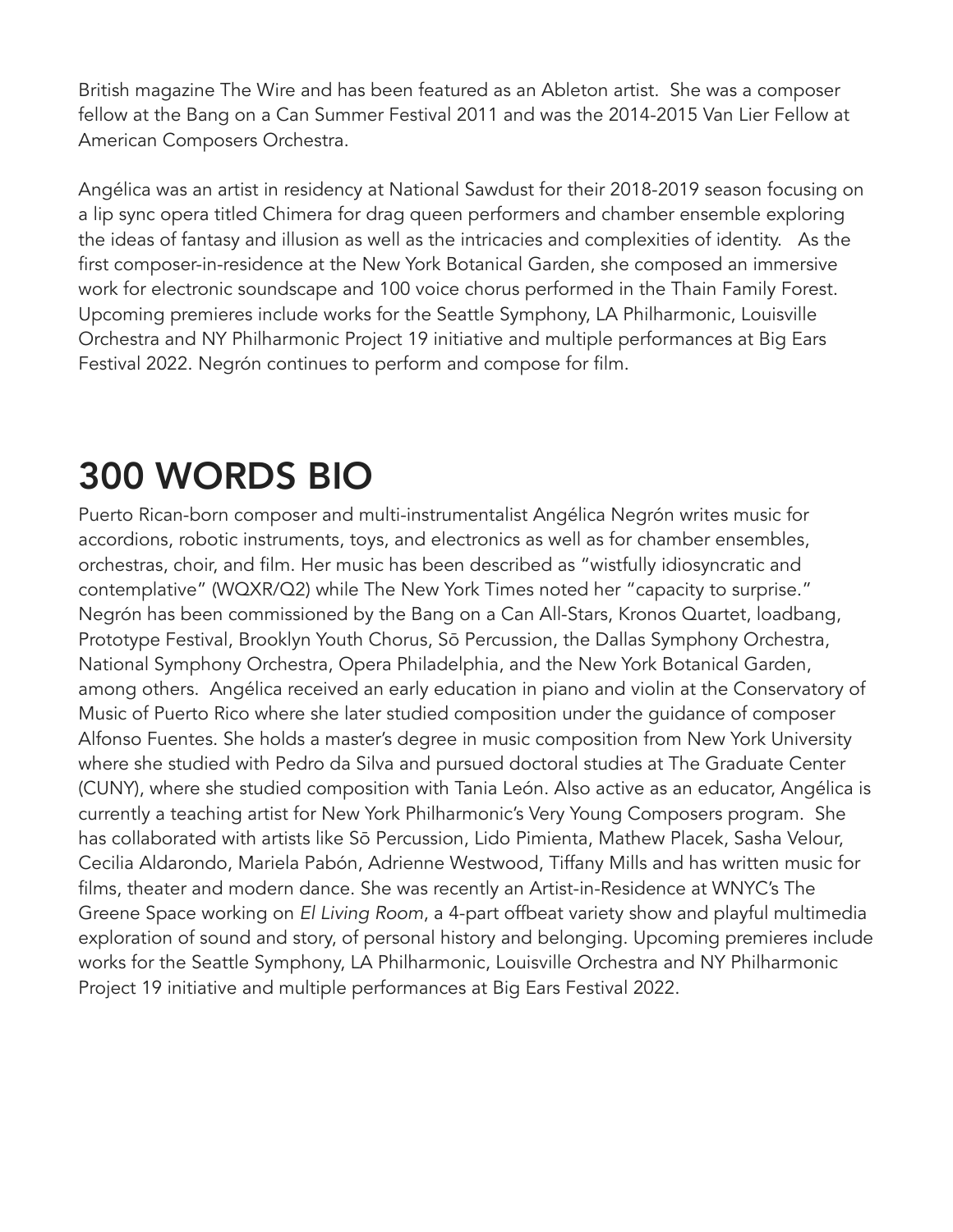British magazine The Wire and has been featured as an Ableton artist. She was a composer fellow at the Bang on a Can Summer Festival 2011 and was the 2014-2015 Van Lier Fellow at American Composers Orchestra.

Angélica was an artist in residency at National Sawdust for their 2018-2019 season focusing on a lip sync opera titled Chimera for drag queen performers and chamber ensemble exploring the ideas of fantasy and illusion as well as the intricacies and complexities of identity. As the first composer-in-residence at the New York Botanical Garden, she composed an immersive work for electronic soundscape and 100 voice chorus performed in the Thain Family Forest. Upcoming premieres include works for the Seattle Symphony, LA Philharmonic, Louisville Orchestra and NY Philharmonic Project 19 initiative and multiple performances at Big Ears Festival 2022. Negrón continues to perform and compose for film.

# 300 WORDS BIO

Puerto Rican-born composer and multi-instrumentalist Angélica Negrón writes music for accordions, robotic instruments, toys, and electronics as well as for chamber ensembles, orchestras, choir, and film. Her music has been described as "wistfully idiosyncratic and contemplative" (WQXR/Q2) while The New York Times noted her "capacity to surprise." Negrón has been commissioned by the Bang on a Can All-Stars, Kronos Quartet, loadbang, Prototype Festival, Brooklyn Youth Chorus, Sō Percussion, the Dallas Symphony Orchestra, National Symphony Orchestra, Opera Philadelphia, and the New York Botanical Garden, among others. Angélica received an early education in piano and violin at the Conservatory of Music of Puerto Rico where she later studied composition under the guidance of composer Alfonso Fuentes. She holds a master's degree in music composition from New York University where she studied with Pedro da Silva and pursued doctoral studies at The Graduate Center (CUNY), where she studied composition with Tania León. Also active as an educator, Angélica is currently a teaching artist for New York Philharmonic's Very Young Composers program. She has collaborated with artists like Sō Percussion, Lido Pimienta, Mathew Placek, Sasha Velour, Cecilia Aldarondo, Mariela Pabón, Adrienne Westwood, Tiffany Mills and has written music for films, theater and modern dance. She was recently an Artist-in-Residence at WNYC's The Greene Space working on *El Living Room*, a 4-part offbeat variety show and playful multimedia exploration of sound and story, of personal history and belonging. Upcoming premieres include works for the Seattle Symphony, LA Philharmonic, Louisville Orchestra and NY Philharmonic Project 19 initiative and multiple performances at Big Ears Festival 2022.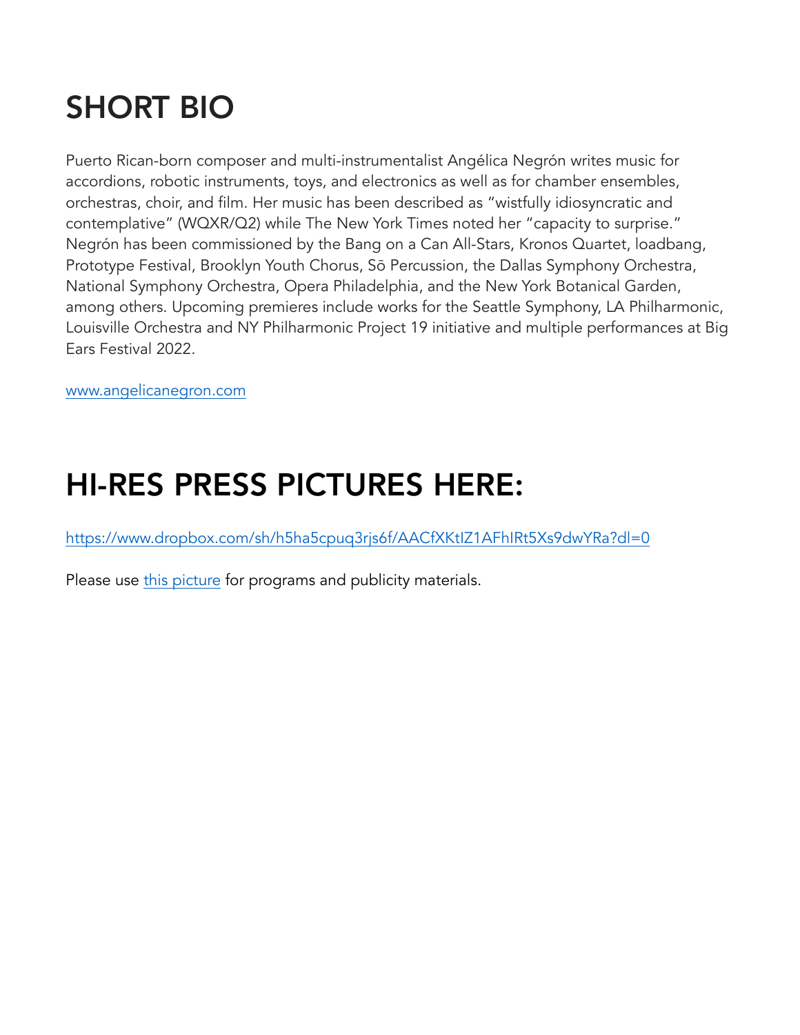# SHORT BIO

Puerto Rican-born composer and multi-instrumentalist Angélica Negrón writes music for accordions, robotic instruments, toys, and electronics as well as for chamber ensembles, orchestras, choir, and film. Her music has been described as "wistfully idiosyncratic and contemplative" (WQXR/Q2) while The New York Times noted her "capacity to surprise." Negrón has been commissioned by the Bang on a Can All-Stars, Kronos Quartet, loadbang, Prototype Festival, Brooklyn Youth Chorus, Sō Percussion, the Dallas Symphony Orchestra, National Symphony Orchestra, Opera Philadelphia, and the New York Botanical Garden, among others. Upcoming premieres include works for the Seattle Symphony, LA Philharmonic, Louisville Orchestra and NY Philharmonic Project 19 initiative and multiple performances at Big Ears Festival 2022.

[www.angelicanegron.com](http://www.angelicanegron.com)

# HI-RES PRESS PICTURES HERE:

[https://www.dropbox.com/sh/h5ha5cpuq3rjs6f/AACfXKtIZ1AFhIRt5Xs9dwYRa?dl=0](https://www.dropbox.com/sh/h5ha5cpuq3rjs6f/AACfXKtIZ1AFhIRt5Xs9dwYRa?dl=0)

Please use this picture for programs and publicity materials.